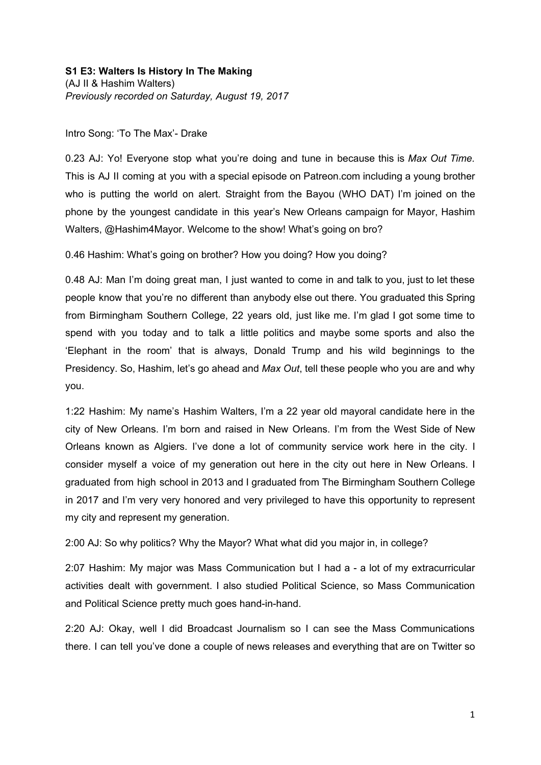**S1 E3: Walters Is History In The Making**
(AJ II & Hashim Walters)
*Previously recorded on Saturday, August 19, 2017*

Intro Song: 'To The Max'- Drake

0.23 AJ: Yo! Everyone stop what you're doing and tune in because this is *Max Out Time.* This is AJ II coming at you with a special episode on Patreon.com including a young brother who is putting the world on alert. Straight from the Bayou (WHO DAT) I'm joined on the phone by the youngest candidate in this year's New Orleans campaign for Mayor, Hashim Walters, @Hashim4Mayor. Welcome to the show! What's going on bro?

0.46 Hashim: What's going on brother? How you doing? How you doing?

0.48 AJ: Man I'm doing great man, I just wanted to come in and talk to you, just to let these people know that you're no different than anybody else out there. You graduated this Spring from Birmingham Southern College, 22 years old, just like me. I'm glad I got some time to spend with you today and to talk a little politics and maybe some sports and also the 'Elephant in the room' that is always, Donald Trump and his wild beginnings to the Presidency. So, Hashim, let's go ahead and *Max Out*, tell these people who you are and why you.

1:22 Hashim: My name's Hashim Walters, I'm a 22 year old mayoral candidate here in the city of New Orleans. I'm born and raised in New Orleans. I'm from the West Side of New Orleans known as Algiers. I've done a lot of community service work here in the city. I consider myself a voice of my generation out here in the city out here in New Orleans. I graduated from high school in 2013 and I graduated from The Birmingham Southern College in 2017 and I'm very very honored and very privileged to have this opportunity to represent my city and represent my generation.

2:00 AJ: So why politics? Why the Mayor? What what did you major in, in college?

2:07 Hashim: My major was Mass Communication but I had a - a lot of my extracurricular activities dealt with government. I also studied Political Science, so Mass Communication and Political Science pretty much goes hand-in-hand.

2:20 AJ: Okay, well I did Broadcast Journalism so I can see the Mass Communications there. I can tell you've done a couple of news releases and everything that are on Twitter so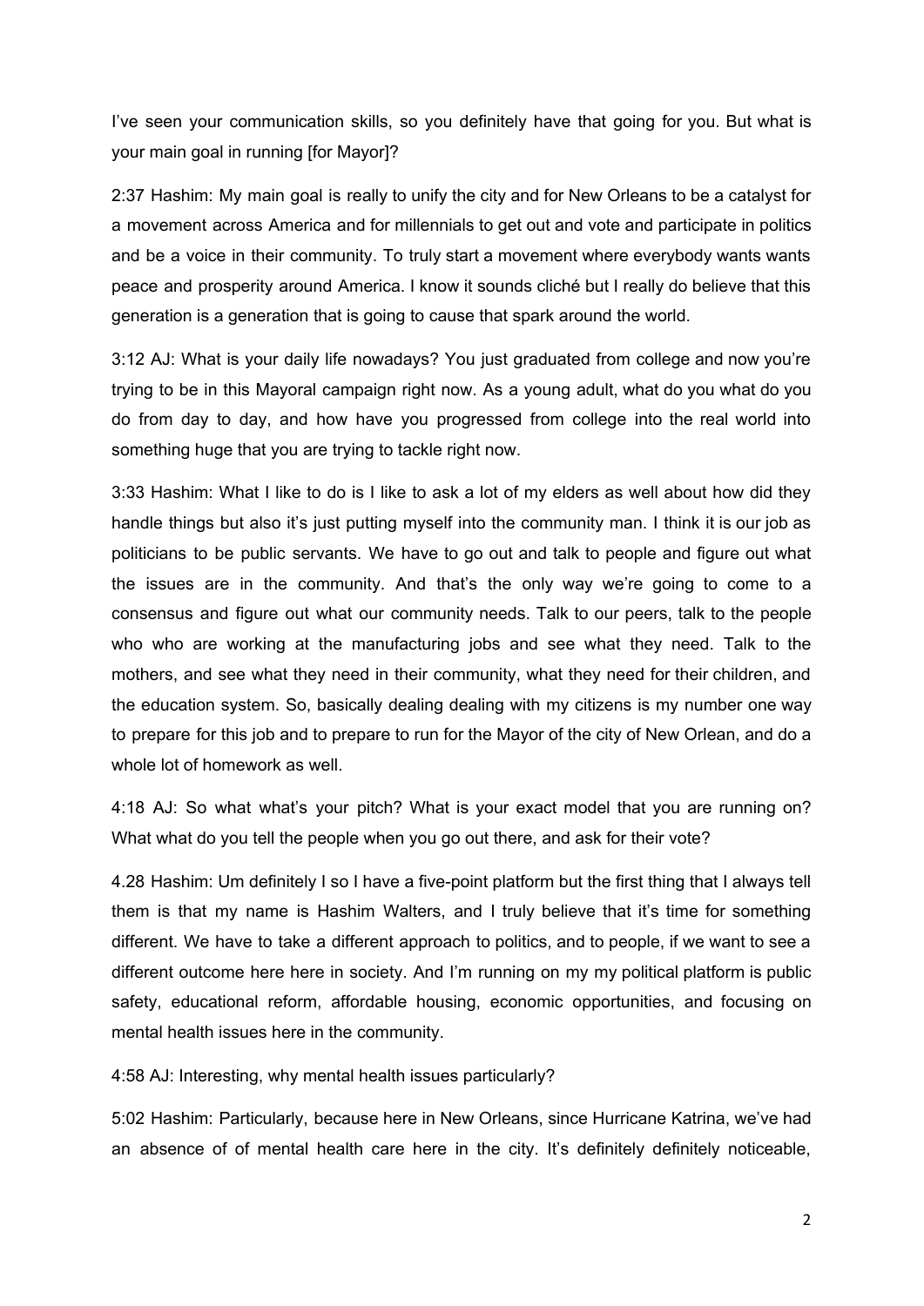I've seen your communication skills, so you definitely have that going for you. But what is your main goal in running [for Mayor]?

2:37 Hashim: My main goal is really to unify the city and for New Orleans to be a catalyst for a movement across America and for millennials to get out and vote and participate in politics and be a voice in their community. To truly start a movement where everybody wants wants peace and prosperity around America. I know it sounds cliché but I really do believe that this generation is a generation that is going to cause that spark around the world.

3:12 AJ: What is your daily life nowadays? You just graduated from college and now you're trying to be in this Mayoral campaign right now. As a young adult, what do you what do you do from day to day, and how have you progressed from college into the real world into something huge that you are trying to tackle right now.

3:33 Hashim: What I like to do is I like to ask a lot of my elders as well about how did they handle things but also it's just putting myself into the community man. I think it is our job as politicians to be public servants. We have to go out and talk to people and figure out what the issues are in the community. And that's the only way we're going to come to a consensus and figure out what our community needs. Talk to our peers, talk to the people who who are working at the manufacturing jobs and see what they need. Talk to the mothers, and see what they need in their community, what they need for their children, and the education system. So, basically dealing dealing with my citizens is my number one way to prepare for this job and to prepare to run for the Mayor of the city of New Orlean, and do a whole lot of homework as well.

4:18 AJ: So what what's your pitch? What is your exact model that you are running on? What what do you tell the people when you go out there, and ask for their vote?

4.28 Hashim: Um definitely I so I have a five-point platform but the first thing that I always tell them is that my name is Hashim Walters, and I truly believe that it's time for something different. We have to take a different approach to politics, and to people, if we want to see a different outcome here here in society. And I'm running on my my political platform is public safety, educational reform, affordable housing, economic opportunities, and focusing on mental health issues here in the community.

4:58 AJ: Interesting, why mental health issues particularly?

5:02 Hashim: Particularly, because here in New Orleans, since Hurricane Katrina, we've had an absence of of mental health care here in the city. It's definitely definitely noticeable,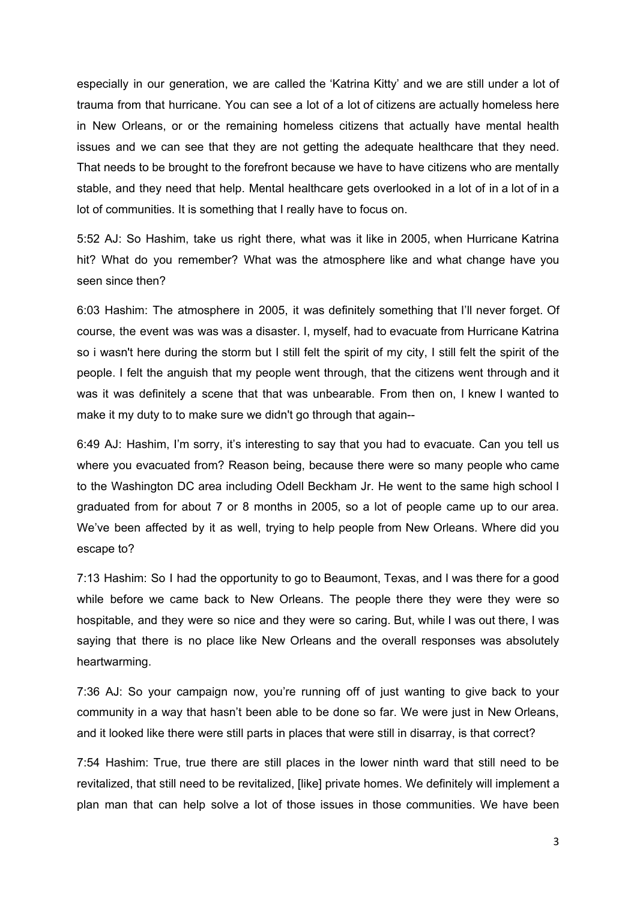especially in our generation, we are called the 'Katrina Kitty' and we are still under a lot of trauma from that hurricane. You can see a lot of a lot of citizens are actually homeless here in New Orleans, or or the remaining homeless citizens that actually have mental health issues and we can see that they are not getting the adequate healthcare that they need. That needs to be brought to the forefront because we have to have citizens who are mentally stable, and they need that help. Mental healthcare gets overlooked in a lot of in a lot of in a lot of communities. It is something that I really have to focus on.

5:52 AJ: So Hashim, take us right there, what was it like in 2005, when Hurricane Katrina hit? What do you remember? What was the atmosphere like and what change have you seen since then?

6:03 Hashim: The atmosphere in 2005, it was definitely something that I'll never forget. Of course, the event was was was a disaster. I, myself, had to evacuate from Hurricane Katrina so i wasn't here during the storm but I still felt the spirit of my city, I still felt the spirit of the people. I felt the anguish that my people went through, that the citizens went through and it was it was definitely a scene that that was unbearable. From then on, I knew I wanted to make it my duty to to make sure we didn't go through that again--

6:49 AJ: Hashim, I'm sorry, it's interesting to say that you had to evacuate. Can you tell us where you evacuated from? Reason being, because there were so many people who came to the Washington DC area including Odell Beckham Jr. He went to the same high school I graduated from for about 7 or 8 months in 2005, so a lot of people came up to our area. We've been affected by it as well, trying to help people from New Orleans. Where did you escape to?

7:13 Hashim: So I had the opportunity to go to Beaumont, Texas, and I was there for a good while before we came back to New Orleans. The people there they were they were so hospitable, and they were so nice and they were so caring. But, while I was out there, I was saying that there is no place like New Orleans and the overall responses was absolutely heartwarming.

7:36 AJ: So your campaign now, you're running off of just wanting to give back to your community in a way that hasn't been able to be done so far. We were just in New Orleans, and it looked like there were still parts in places that were still in disarray, is that correct?

7:54 Hashim: True, true there are still places in the lower ninth ward that still need to be revitalized, that still need to be revitalized, [like] private homes. We definitely will implement a plan man that can help solve a lot of those issues in those communities. We have been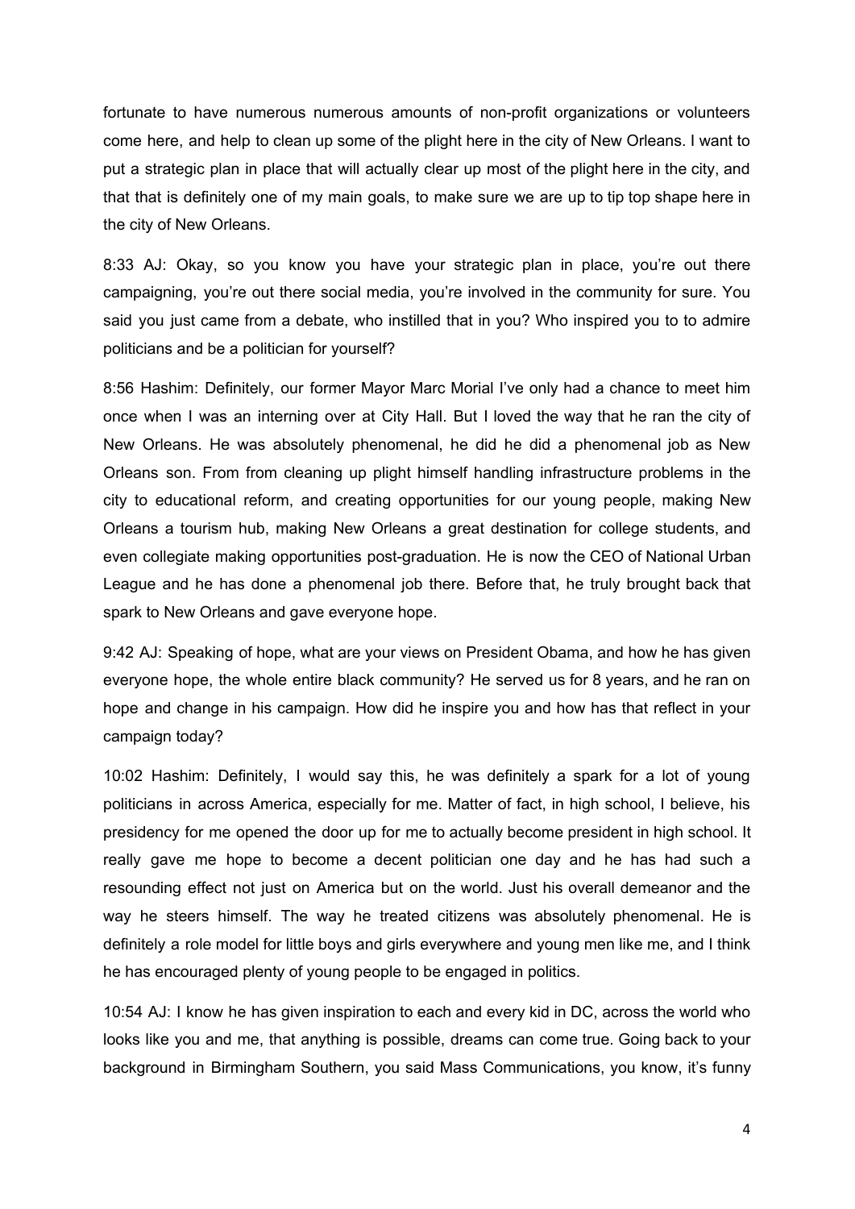fortunate to have numerous numerous amounts of non-profit organizations or volunteers come here, and help to clean up some of the plight here in the city of New Orleans. I want to put a strategic plan in place that will actually clear up most of the plight here in the city, and that that is definitely one of my main goals, to make sure we are up to tip top shape here in the city of New Orleans.

8:33 AJ: Okay, so you know you have your strategic plan in place, you're out there campaigning, you're out there social media, you're involved in the community for sure. You said you just came from a debate, who instilled that in you? Who inspired you to to admire politicians and be a politician for yourself?

8:56 Hashim: Definitely, our former Mayor Marc Morial I've only had a chance to meet him once when I was an interning over at City Hall. But I loved the way that he ran the city of New Orleans. He was absolutely phenomenal, he did he did a phenomenal job as New Orleans son. From from cleaning up plight himself handling infrastructure problems in the city to educational reform, and creating opportunities for our young people, making New Orleans a tourism hub, making New Orleans a great destination for college students, and even collegiate making opportunities post-graduation. He is now the CEO of National Urban League and he has done a phenomenal job there. Before that, he truly brought back that spark to New Orleans and gave everyone hope.

9:42 AJ: Speaking of hope, what are your views on President Obama, and how he has given everyone hope, the whole entire black community? He served us for 8 years, and he ran on hope and change in his campaign. How did he inspire you and how has that reflect in your campaign today?

10:02 Hashim: Definitely, I would say this, he was definitely a spark for a lot of young politicians in across America, especially for me. Matter of fact, in high school, I believe, his presidency for me opened the door up for me to actually become president in high school. It really gave me hope to become a decent politician one day and he has had such a resounding effect not just on America but on the world. Just his overall demeanor and the way he steers himself. The way he treated citizens was absolutely phenomenal. He is definitely a role model for little boys and girls everywhere and young men like me, and I think he has encouraged plenty of young people to be engaged in politics.

10:54 AJ: I know he has given inspiration to each and every kid in DC, across the world who looks like you and me, that anything is possible, dreams can come true. Going back to your background in Birmingham Southern, you said Mass Communications, you know, it's funny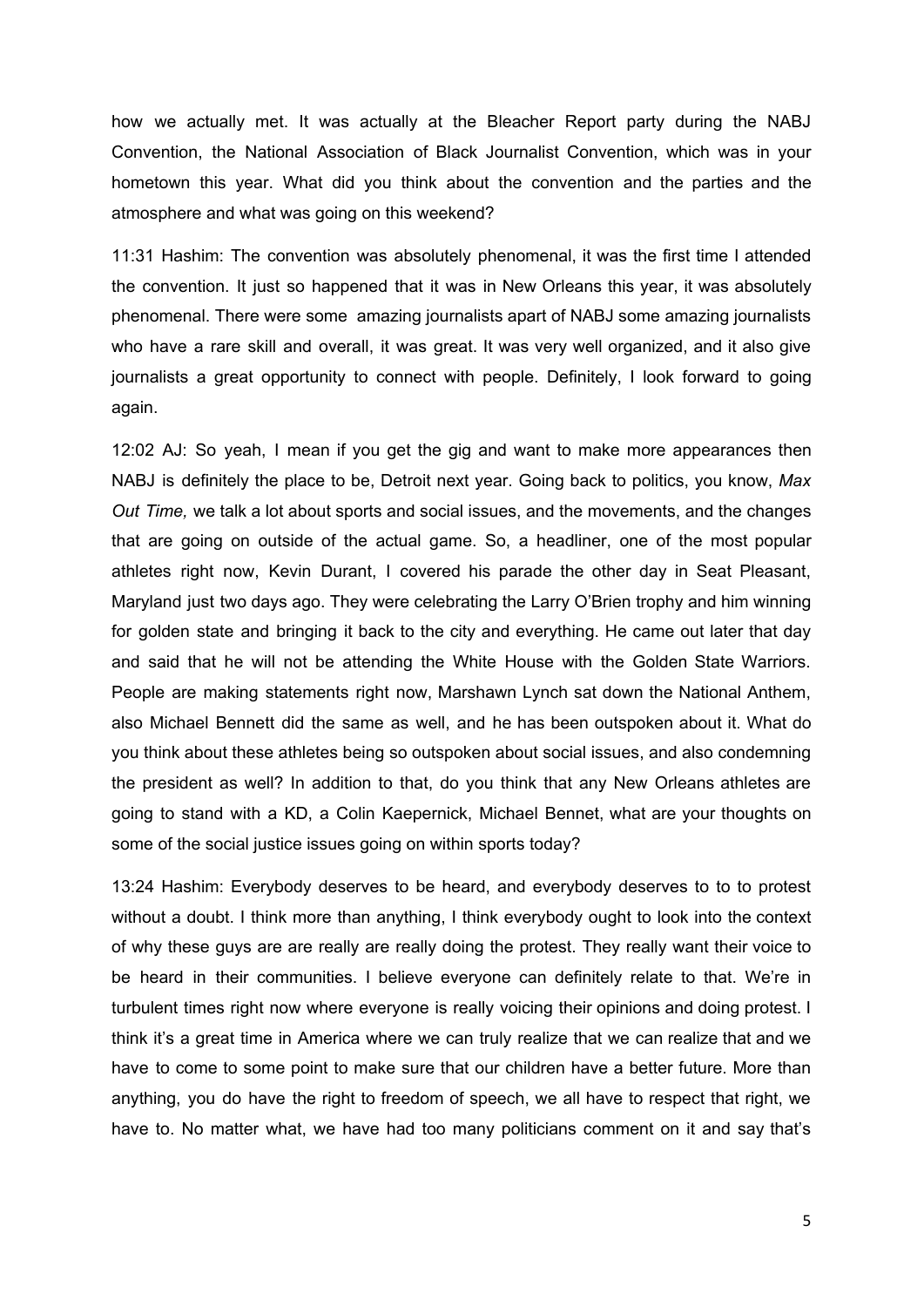how we actually met. It was actually at the Bleacher Report party during the NABJ Convention, the National Association of Black Journalist Convention, which was in your hometown this year. What did you think about the convention and the parties and the atmosphere and what was going on this weekend?

11:31 Hashim: The convention was absolutely phenomenal, it was the first time I attended the convention. It just so happened that it was in New Orleans this year, it was absolutely phenomenal. There were some amazing journalists apart of NABJ some amazing journalists who have a rare skill and overall, it was great. It was very well organized, and it also give journalists a great opportunity to connect with people. Definitely, I look forward to going again.

12:02 AJ: So yeah, I mean if you get the gig and want to make more appearances then NABJ is definitely the place to be, Detroit next year. Going back to politics, you know, *Max Out Time,* we talk a lot about sports and social issues, and the movements, and the changes that are going on outside of the actual game. So, a headliner, one of the most popular athletes right now, Kevin Durant, I covered his parade the other day in Seat Pleasant, Maryland just two days ago. They were celebrating the Larry O'Brien trophy and him winning for golden state and bringing it back to the city and everything. He came out later that day and said that he will not be attending the White House with the Golden State Warriors. People are making statements right now, Marshawn Lynch sat down the National Anthem, also Michael Bennett did the same as well, and he has been outspoken about it. What do you think about these athletes being so outspoken about social issues, and also condemning the president as well? In addition to that, do you think that any New Orleans athletes are going to stand with a KD, a Colin Kaepernick, Michael Bennet, what are your thoughts on some of the social justice issues going on within sports today?

13:24 Hashim: Everybody deserves to be heard, and everybody deserves to to to protest without a doubt. I think more than anything, I think everybody ought to look into the context of why these guys are are really are really doing the protest. They really want their voice to be heard in their communities. I believe everyone can definitely relate to that. We're in turbulent times right now where everyone is really voicing their opinions and doing protest. I think it's a great time in America where we can truly realize that we can realize that and we have to come to some point to make sure that our children have a better future. More than anything, you do have the right to freedom of speech, we all have to respect that right, we have to. No matter what, we have had too many politicians comment on it and say that's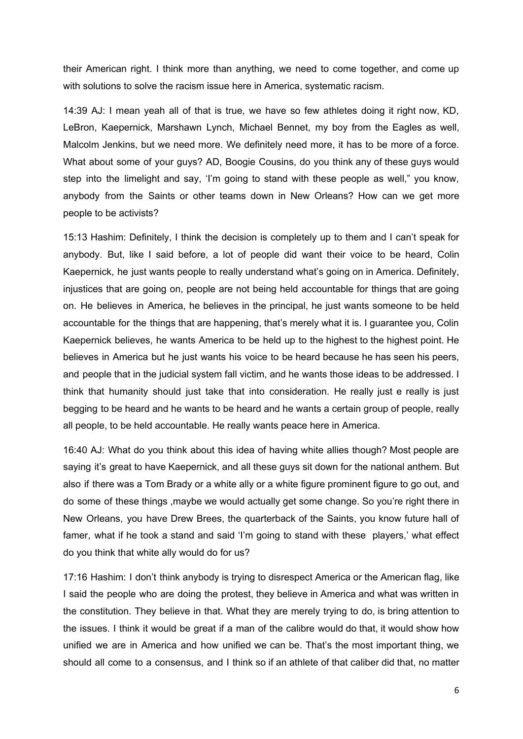their American right. I think more than anything, we need to come together, and come up with solutions to solve the racism issue here in America, systematic racism.

14:39 AJ: I mean yeah all of that is true, we have so few athletes doing it right now, KD, LeBron, Kaepernick, Marshawn Lynch, Michael Bennet, my boy from the Eagles as well, Malcolm Jenkins, but we need more. We definitely need more, it has to be more of a force. What about some of your guys? AD, Boogie Cousins, do you think any of these guys would step into the limelight and say, 'I'm going to stand with these people as well," you know, anybody from the Saints or other teams down in New Orleans? How can we get more people to be activists?

15:13 Hashim: Definitely, I think the decision is completely up to them and I can't speak for anybody. But, like I said before, a lot of people did want their voice to be heard, Colin Kaepernick, he just wants people to really understand what's going on in America. Definitely, injustices that are going on, people are not being held accountable for things that are going on. He believes in America, he believes in the principal, he just wants someone to be held accountable for the things that are happening, that's merely what it is. I guarantee you, Colin Kaepernick believes, he wants America to be held up to the highest to the highest point. He believes in America but he just wants his voice to be heard because he has seen his peers, and people that in the judicial system fall victim, and he wants those ideas to be addressed. I think that humanity should just take that into consideration. He really just e really is just begging to be heard and he wants to be heard and he wants a certain group of people, really all people, to be held accountable. He really wants peace here in America.

16:40 AJ: What do you think about this idea of having white allies though? Most people are saying it's great to have Kaepernick, and all these guys sit down for the national anthem. But also if there was a Tom Brady or a white ally or a white figure prominent figure to go out, and do some of these things ,maybe we would actually get some change. So you're right there in New Orleans, you have Drew Brees, the quarterback of the Saints, you know future hall of famer, what if he took a stand and said 'I'm going to stand with these players,' what effect do you think that white ally would do for us?

17:16 Hashim: I don't think anybody is trying to disrespect America or the American flag, like I said the people who are doing the protest, they believe in America and what was written in the constitution. They believe in that. What they are merely trying to do, is bring attention to the issues. I think it would be great if a man of the calibre would do that, it would show how unified we are in America and how unified we can be. That's the most important thing, we should all come to a consensus, and I think so if an athlete of that caliber did that, no matter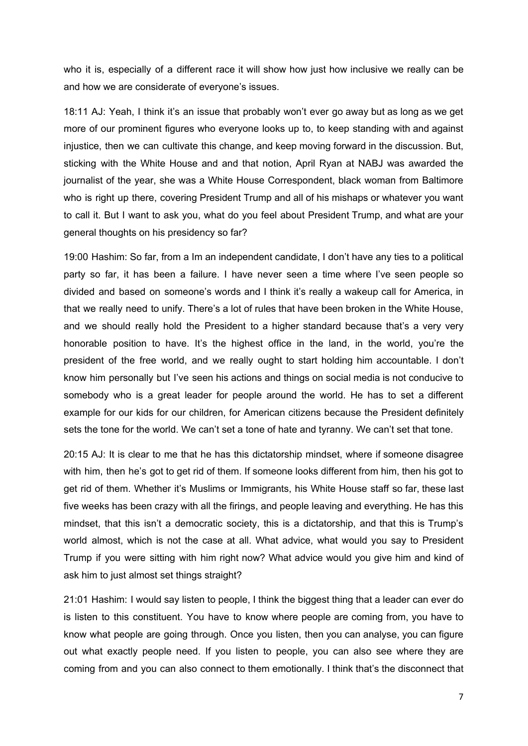who it is, especially of a different race it will show how just how inclusive we really can be and how we are considerate of everyone's issues.

18:11 AJ: Yeah, I think it's an issue that probably won't ever go away but as long as we get more of our prominent figures who everyone looks up to, to keep standing with and against injustice, then we can cultivate this change, and keep moving forward in the discussion. But, sticking with the White House and and that notion, April Ryan at NABJ was awarded the journalist of the year, she was a White House Correspondent, black woman from Baltimore who is right up there, covering President Trump and all of his mishaps or whatever you want to call it. But I want to ask you, what do you feel about President Trump, and what are your general thoughts on his presidency so far?

19:00 Hashim: So far, from a Im an independent candidate, I don't have any ties to a political party so far, it has been a failure. I have never seen a time where I've seen people so divided and based on someone's words and I think it's really a wakeup call for America, in that we really need to unify. There's a lot of rules that have been broken in the White House, and we should really hold the President to a higher standard because that's a very very honorable position to have. It's the highest office in the land, in the world, you're the president of the free world, and we really ought to start holding him accountable. I don't know him personally but I've seen his actions and things on social media is not conducive to somebody who is a great leader for people around the world. He has to set a different example for our kids for our children, for American citizens because the President definitely sets the tone for the world. We can't set a tone of hate and tyranny. We can't set that tone.

20:15 AJ: It is clear to me that he has this dictatorship mindset, where if someone disagree with him, then he's got to get rid of them. If someone looks different from him, then his got to get rid of them. Whether it's Muslims or Immigrants, his White House staff so far, these last five weeks has been crazy with all the firings, and people leaving and everything. He has this mindset, that this isn't a democratic society, this is a dictatorship, and that this is Trump's world almost, which is not the case at all. What advice, what would you say to President Trump if you were sitting with him right now? What advice would you give him and kind of ask him to just almost set things straight?

21:01 Hashim: I would say listen to people, I think the biggest thing that a leader can ever do is listen to this constituent. You have to know where people are coming from, you have to know what people are going through. Once you listen, then you can analyse, you can figure out what exactly people need. If you listen to people, you can also see where they are coming from and you can also connect to them emotionally. I think that's the disconnect that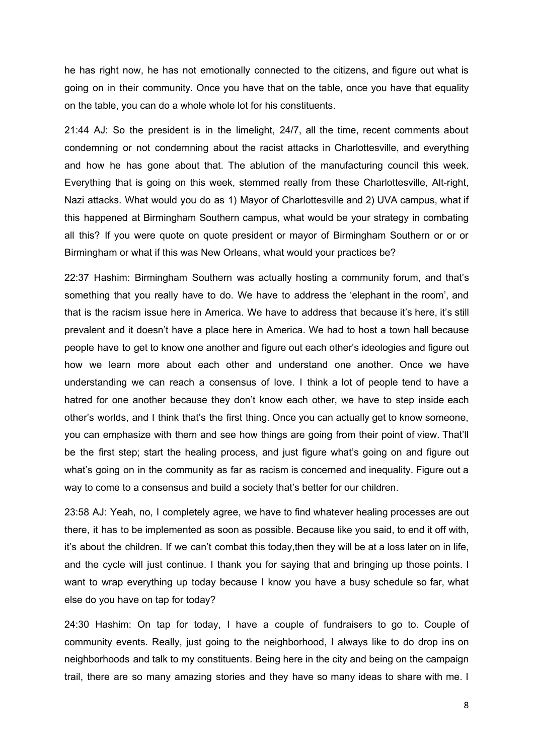he has right now, he has not emotionally connected to the citizens, and figure out what is going on in their community. Once you have that on the table, once you have that equality on the table, you can do a whole whole lot for his constituents.

21:44 AJ: So the president is in the limelight, 24/7, all the time, recent comments about condemning or not condemning about the racist attacks in Charlottesville, and everything and how he has gone about that. The ablution of the manufacturing council this week. Everything that is going on this week, stemmed really from these Charlottesville, Alt-right, Nazi attacks. What would you do as 1) Mayor of Charlottesville and 2) UVA campus, what if this happened at Birmingham Southern campus, what would be your strategy in combating all this? If you were quote on quote president or mayor of Birmingham Southern or or or Birmingham or what if this was New Orleans, what would your practices be?

22:37 Hashim: Birmingham Southern was actually hosting a community forum, and that's something that you really have to do. We have to address the 'elephant in the room', and that is the racism issue here in America. We have to address that because it's here, it's still prevalent and it doesn't have a place here in America. We had to host a town hall because people have to get to know one another and figure out each other's ideologies and figure out how we learn more about each other and understand one another. Once we have understanding we can reach a consensus of love. I think a lot of people tend to have a hatred for one another because they don't know each other, we have to step inside each other's worlds, and I think that's the first thing. Once you can actually get to know someone, you can emphasize with them and see how things are going from their point of view. That'll be the first step; start the healing process, and just figure what's going on and figure out what's going on in the community as far as racism is concerned and inequality. Figure out a way to come to a consensus and build a society that's better for our children.

23:58 AJ: Yeah, no, I completely agree, we have to find whatever healing processes are out there, it has to be implemented as soon as possible. Because like you said, to end it off with, it's about the children. If we can't combat this today,then they will be at a loss later on in life, and the cycle will just continue. I thank you for saying that and bringing up those points. I want to wrap everything up today because I know you have a busy schedule so far, what else do you have on tap for today?

24:30 Hashim: On tap for today, I have a couple of fundraisers to go to. Couple of community events. Really, just going to the neighborhood, I always like to do drop ins on neighborhoods and talk to my constituents. Being here in the city and being on the campaign trail, there are so many amazing stories and they have so many ideas to share with me. I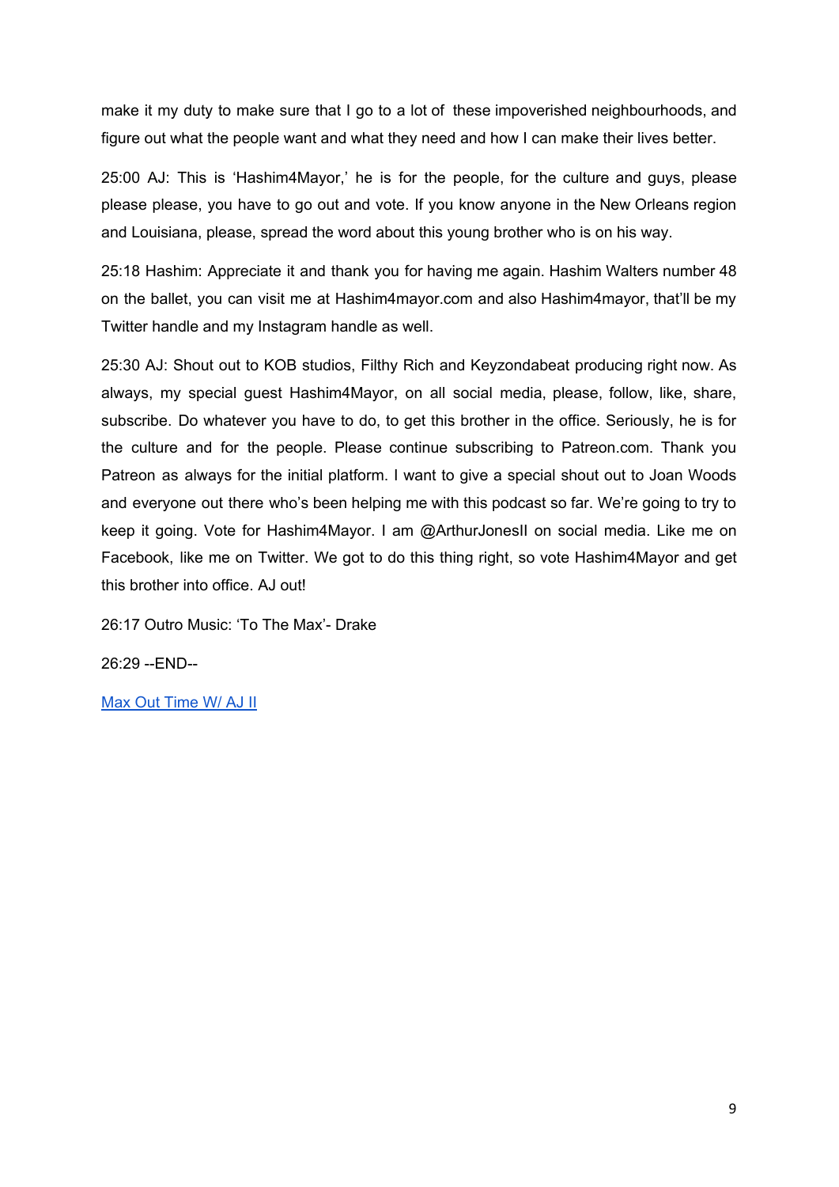make it my duty to make sure that I go to a lot of these impoverished neighbourhoods, and figure out what the people want and what they need and how I can make their lives better.

25:00 AJ: This is 'Hashim4Mayor,' he is for the people, for the culture and guys, please please please, you have to go out and vote. If you know anyone in the New Orleans region and Louisiana, please, spread the word about this young brother who is on his way.

25:18 Hashim: Appreciate it and thank you for having me again. Hashim Walters number 48 on the ballet, you can visit me at Hashim4mayor.com and also Hashim4mayor, that'll be my Twitter handle and my Instagram handle as well.

25:30 AJ: Shout out to KOB studios, Filthy Rich and Keyzondabeat producing right now. As always, my special guest Hashim4Mayor, on all social media, please, follow, like, share, subscribe. Do whatever you have to do, to get this brother in the office. Seriously, he is for the culture and for the people. Please continue subscribing to Patreon.com. Thank you Patreon as always for the initial platform. I want to give a special shout out to Joan Woods and everyone out there who's been helping me with this podcast so far. We're going to try to keep it going. Vote for Hashim4Mayor. I am @ArthurJonesII on social media. Like me on Facebook, like me on Twitter. We got to do this thing right, so vote Hashim4Mayor and get this brother into office. AJ out!

26:17 Outro Music: 'To The Max'- Drake

26:29 --END--

[Max Out Time W/ AJ II]